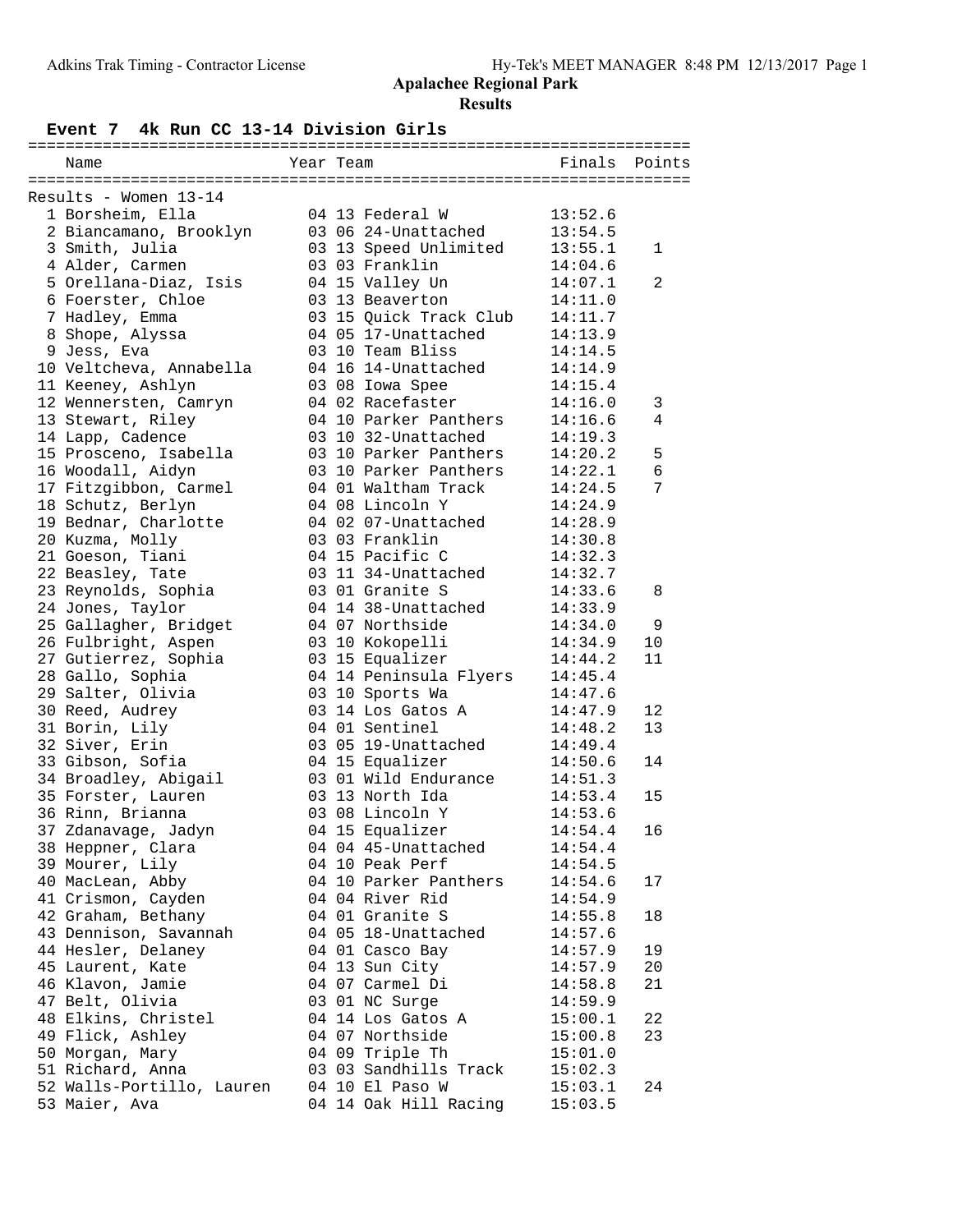# Apalachee Regional Park

## Results

### Event 7 4k Run CC 13-14 Division Girls

Results - Women 13-14

| | Name | Year | Team | Finals | Points |
|---|---|---|---|---|---|
| 1 | Borsheim, Ella | 04 | 13 Federal W | 13:52.6 | |
| 2 | Biancamano, Brooklyn | 03 | 06 24-Unattached | 13:54.5 | |
| 3 | Smith, Julia | 03 | 13 Speed Unlimited | 13:55.1 | 1 |
| 4 | Alder, Carmen | 03 | 03 Franklin | 14:04.6 | |
| 5 | Orellana-Diaz, Isis | 04 | 15 Valley Un | 14:07.1 | 2 |
| 6 | Foerster, Chloe | 03 | 13 Beaverton | 14:11.0 | |
| 7 | Hadley, Emma | 03 | 15 Quick Track Club | 14:11.7 | |
| 8 | Shope, Alyssa | 04 | 05 17-Unattached | 14:13.9 | |
| 9 | Jess, Eva | 03 | 10 Team Bliss | 14:14.5 | |
| 10 | Veltcheva, Annabella | 04 | 16 14-Unattached | 14:14.9 | |
| 11 | Keeney, Ashlyn | 03 | 08 Iowa Spee | 14:15.4 | |
| 12 | Wennersten, Camryn | 04 | 02 Racefaster | 14:16.0 | 3 |
| 13 | Stewart, Riley | 04 | 10 Parker Panthers | 14:16.6 | 4 |
| 14 | Lapp, Cadence | 03 | 10 32-Unattached | 14:19.3 | |
| 15 | Prosceno, Isabella | 03 | 10 Parker Panthers | 14:20.2 | 5 |
| 16 | Woodall, Aidyn | 03 | 10 Parker Panthers | 14:22.1 | 6 |
| 17 | Fitzgibbon, Carmel | 04 | 01 Waltham Track | 14:24.5 | 7 |
| 18 | Schutz, Berlyn | 04 | 08 Lincoln Y | 14:24.9 | |
| 19 | Bednar, Charlotte | 04 | 02 07-Unattached | 14:28.9 | |
| 20 | Kuzma, Molly | 03 | 03 Franklin | 14:30.8 | |
| 21 | Goeson, Tiani | 04 | 15 Pacific C | 14:32.3 | |
| 22 | Beasley, Tate | 03 | 11 34-Unattached | 14:32.7 | |
| 23 | Reynolds, Sophia | 03 | 01 Granite S | 14:33.6 | 8 |
| 24 | Jones, Taylor | 04 | 14 38-Unattached | 14:33.9 | |
| 25 | Gallagher, Bridget | 04 | 07 Northside | 14:34.0 | 9 |
| 26 | Fulbright, Aspen | 03 | 10 Kokopelli | 14:34.9 | 10 |
| 27 | Gutierrez, Sophia | 03 | 15 Equalizer | 14:44.2 | 11 |
| 28 | Gallo, Sophia | 04 | 14 Peninsula Flyers | 14:45.4 | |
| 29 | Salter, Olivia | 03 | 10 Sports Wa | 14:47.6 | |
| 30 | Reed, Audrey | 03 | 14 Los Gatos A | 14:47.9 | 12 |
| 31 | Borin, Lily | 04 | 01 Sentinel | 14:48.2 | 13 |
| 32 | Siver, Erin | 03 | 05 19-Unattached | 14:49.4 | |
| 33 | Gibson, Sofia | 04 | 15 Equalizer | 14:50.6 | 14 |
| 34 | Broadley, Abigail | 03 | 01 Wild Endurance | 14:51.3 | |
| 35 | Forster, Lauren | 03 | 13 North Ida | 14:53.4 | 15 |
| 36 | Rinn, Brianna | 03 | 08 Lincoln Y | 14:53.6 | |
| 37 | Zdanavage, Jadyn | 04 | 15 Equalizer | 14:54.4 | 16 |
| 38 | Heppner, Clara | 04 | 04 45-Unattached | 14:54.4 | |
| 39 | Mourer, Lily | 04 | 10 Peak Perf | 14:54.5 | |
| 40 | MacLean, Abby | 04 | 10 Parker Panthers | 14:54.6 | 17 |
| 41 | Crismon, Cayden | 04 | 04 River Rid | 14:54.9 | |
| 42 | Graham, Bethany | 04 | 01 Granite S | 14:55.8 | 18 |
| 43 | Dennison, Savannah | 04 | 05 18-Unattached | 14:57.6 | |
| 44 | Hesler, Delaney | 04 | 01 Casco Bay | 14:57.9 | 19 |
| 45 | Laurent, Kate | 04 | 13 Sun City | 14:57.9 | 20 |
| 46 | Klavon, Jamie | 04 | 07 Carmel Di | 14:58.8 | 21 |
| 47 | Belt, Olivia | 03 | 01 NC Surge | 14:59.9 | |
| 48 | Elkins, Christel | 04 | 14 Los Gatos A | 15:00.1 | 22 |
| 49 | Flick, Ashley | 04 | 07 Northside | 15:00.8 | 23 |
| 50 | Morgan, Mary | 04 | 09 Triple Th | 15:01.0 | |
| 51 | Richard, Anna | 03 | 03 Sandhills Track | 15:02.3 | |
| 52 | Walls-Portillo, Lauren | 04 | 10 El Paso W | 15:03.1 | 24 |
| 53 | Maier, Ava | 04 | 14 Oak Hill Racing | 15:03.5 | |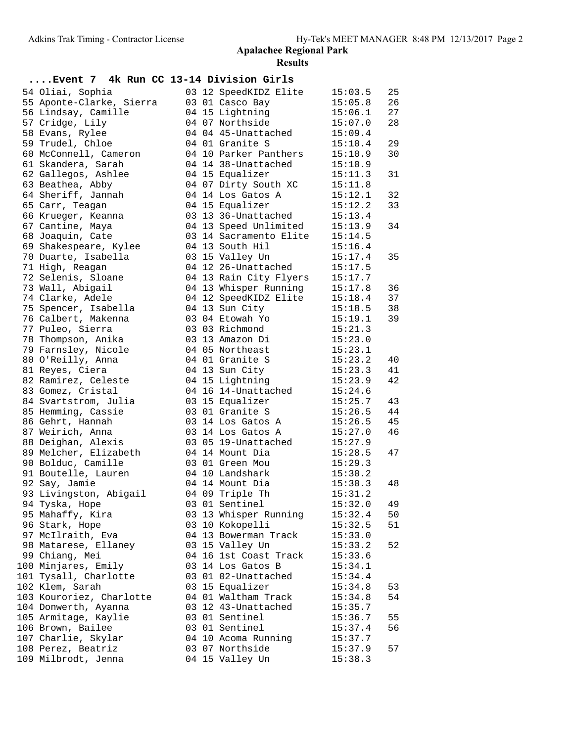# Apalachee Regional Park

## Results

### ....Event 7 4k Run CC 13-14 Division Girls

| Place | Name | Year | Age | Team | Time | Points |
|---|---|---|---|---|---|---|
| 54 | Oliai, Sophia | 03 | 12 | SpeedKIDZ Elite | 15:03.5 | 25 |
| 55 | Aponte-Clarke, Sierra | 03 | 01 | Casco Bay | 15:05.8 | 26 |
| 56 | Lindsay, Camille | 04 | 15 | Lightning | 15:06.1 | 27 |
| 57 | Cridge, Lily | 04 | 07 | Northside | 15:07.0 | 28 |
| 58 | Evans, Rylee | 04 | 04 | 45-Unattached | 15:09.4 | |
| 59 | Trudel, Chloe | 04 | 01 | Granite S | 15:10.4 | 29 |
| 60 | McConnell, Cameron | 04 | 10 | Parker Panthers | 15:10.9 | 30 |
| 61 | Skandera, Sarah | 04 | 14 | 38-Unattached | 15:10.9 | |
| 62 | Gallegos, Ashlee | 04 | 15 | Equalizer | 15:11.3 | 31 |
| 63 | Beathea, Abby | 04 | 07 | Dirty South XC | 15:11.8 | |
| 64 | Sheriff, Jannah | 04 | 14 | Los Gatos A | 15:12.1 | 32 |
| 65 | Carr, Teagan | 04 | 15 | Equalizer | 15:12.2 | 33 |
| 66 | Krueger, Keanna | 03 | 13 | 36-Unattached | 15:13.4 | |
| 67 | Cantine, Maya | 04 | 13 | Speed Unlimited | 15:13.9 | 34 |
| 68 | Joaquin, Cate | 03 | 14 | Sacramento Elite | 15:14.5 | |
| 69 | Shakespeare, Kylee | 04 | 13 | South Hil | 15:16.4 | |
| 70 | Duarte, Isabella | 03 | 15 | Valley Un | 15:17.4 | 35 |
| 71 | High, Reagan | 04 | 12 | 26-Unattached | 15:17.5 | |
| 72 | Selenis, Sloane | 04 | 13 | Rain City Flyers | 15:17.7 | |
| 73 | Wall, Abigail | 04 | 13 | Whisper Running | 15:17.8 | 36 |
| 74 | Clarke, Adele | 04 | 12 | SpeedKIDZ Elite | 15:18.4 | 37 |
| 75 | Spencer, Isabella | 04 | 13 | Sun City | 15:18.5 | 38 |
| 76 | Calbert, Makenna | 03 | 04 | Etowah Yo | 15:19.1 | 39 |
| 77 | Puleo, Sierra | 03 | 03 | Richmond | 15:21.3 | |
| 78 | Thompson, Anika | 03 | 13 | Amazon Di | 15:23.0 | |
| 79 | Farnsley, Nicole | 04 | 05 | Northeast | 15:23.1 | |
| 80 | O'Reilly, Anna | 04 | 01 | Granite S | 15:23.2 | 40 |
| 81 | Reyes, Ciera | 04 | 13 | Sun City | 15:23.3 | 41 |
| 82 | Ramirez, Celeste | 04 | 15 | Lightning | 15:23.9 | 42 |
| 83 | Gomez, Cristal | 04 | 16 | 14-Unattached | 15:24.6 | |
| 84 | Svartstrom, Julia | 03 | 15 | Equalizer | 15:25.7 | 43 |
| 85 | Hemming, Cassie | 03 | 01 | Granite S | 15:26.5 | 44 |
| 86 | Gehrt, Hannah | 03 | 14 | Los Gatos A | 15:26.5 | 45 |
| 87 | Weirich, Anna | 03 | 14 | Los Gatos A | 15:27.0 | 46 |
| 88 | Deighan, Alexis | 03 | 05 | 19-Unattached | 15:27.9 | |
| 89 | Melcher, Elizabeth | 04 | 14 | Mount Dia | 15:28.5 | 47 |
| 90 | Bolduc, Camille | 03 | 01 | Green Mou | 15:29.3 | |
| 91 | Boutelle, Lauren | 04 | 10 | Landshark | 15:30.2 | |
| 92 | Say, Jamie | 04 | 14 | Mount Dia | 15:30.3 | 48 |
| 93 | Livingston, Abigail | 04 | 09 | Triple Th | 15:31.2 | |
| 94 | Tyska, Hope | 03 | 01 | Sentinel | 15:32.0 | 49 |
| 95 | Mahaffy, Kira | 03 | 13 | Whisper Running | 15:32.4 | 50 |
| 96 | Stark, Hope | 03 | 10 | Kokopelli | 15:32.5 | 51 |
| 97 | McIlraith, Eva | 04 | 13 | Bowerman Track | 15:33.0 | |
| 98 | Matarese, Ellaney | 03 | 15 | Valley Un | 15:33.2 | 52 |
| 99 | Chiang, Mei | 04 | 16 | 1st Coast Track | 15:33.6 | |
| 100 | Minjares, Emily | 03 | 14 | Los Gatos B | 15:34.1 | |
| 101 | Tysall, Charlotte | 03 | 01 | 02-Unattached | 15:34.4 | |
| 102 | Klem, Sarah | 03 | 15 | Equalizer | 15:34.8 | 53 |
| 103 | Kouroriez, Charlotte | 04 | 01 | Waltham Track | 15:34.8 | 54 |
| 104 | Donwerth, Ayanna | 03 | 12 | 43-Unattached | 15:35.7 | |
| 105 | Armitage, Kaylie | 03 | 01 | Sentinel | 15:36.7 | 55 |
| 106 | Brown, Bailee | 03 | 01 | Sentinel | 15:37.4 | 56 |
| 107 | Charlie, Skylar | 04 | 10 | Acoma Running | 15:37.7 | |
| 108 | Perez, Beatriz | 03 | 07 | Northside | 15:37.9 | 57 |
| 109 | Milbrodt, Jenna | 04 | 15 | Valley Un | 15:38.3 | |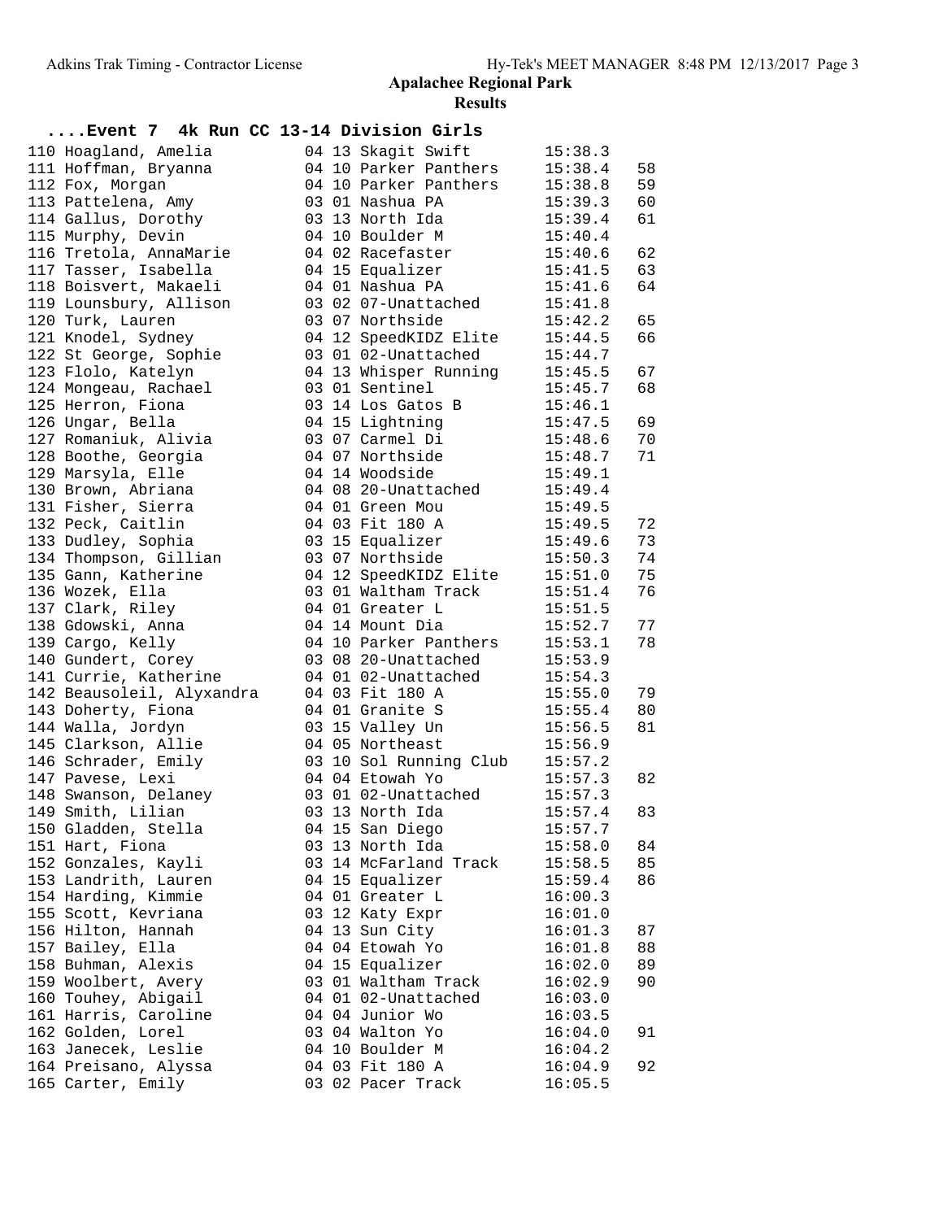# Apalachee Regional Park

## Results

### ....Event 7 4k Run CC 13-14 Division Girls

| Place | Name | Year | Age | Team | Time | Points |
|---|---|---|---|---|---|---|
| 110 | Hoagland, Amelia | 04 | 13 | Skagit Swift | 15:38.3 | |
| 111 | Hoffman, Bryanna | 04 | 10 | Parker Panthers | 15:38.4 | 58 |
| 112 | Fox, Morgan | 04 | 10 | Parker Panthers | 15:38.8 | 59 |
| 113 | Pattelena, Amy | 03 | 01 | Nashua PA | 15:39.3 | 60 |
| 114 | Gallus, Dorothy | 03 | 13 | North Ida | 15:39.4 | 61 |
| 115 | Murphy, Devin | 04 | 10 | Boulder M | 15:40.4 | |
| 116 | Tretola, AnnaMarie | 04 | 02 | Racefaster | 15:40.6 | 62 |
| 117 | Tasser, Isabella | 04 | 15 | Equalizer | 15:41.5 | 63 |
| 118 | Boisvert, Makaeli | 04 | 01 | Nashua PA | 15:41.6 | 64 |
| 119 | Lounsbury, Allison | 03 | 02 | 07-Unattached | 15:41.8 | |
| 120 | Turk, Lauren | 03 | 07 | Northside | 15:42.2 | 65 |
| 121 | Knodel, Sydney | 04 | 12 | SpeedKIDZ Elite | 15:44.5 | 66 |
| 122 | St George, Sophie | 03 | 01 | 02-Unattached | 15:44.7 | |
| 123 | Flolo, Katelyn | 04 | 13 | Whisper Running | 15:45.5 | 67 |
| 124 | Mongeau, Rachael | 03 | 01 | Sentinel | 15:45.7 | 68 |
| 125 | Herron, Fiona | 03 | 14 | Los Gatos B | 15:46.1 | |
| 126 | Ungar, Bella | 04 | 15 | Lightning | 15:47.5 | 69 |
| 127 | Romaniuk, Alivia | 03 | 07 | Carmel Di | 15:48.6 | 70 |
| 128 | Boothe, Georgia | 04 | 07 | Northside | 15:48.7 | 71 |
| 129 | Marsyla, Elle | 04 | 14 | Woodside | 15:49.1 | |
| 130 | Brown, Abriana | 04 | 08 | 20-Unattached | 15:49.4 | |
| 131 | Fisher, Sierra | 04 | 01 | Green Mou | 15:49.5 | |
| 132 | Peck, Caitlin | 04 | 03 | Fit 180 A | 15:49.5 | 72 |
| 133 | Dudley, Sophia | 03 | 15 | Equalizer | 15:49.6 | 73 |
| 134 | Thompson, Gillian | 03 | 07 | Northside | 15:50.3 | 74 |
| 135 | Gann, Katherine | 04 | 12 | SpeedKIDZ Elite | 15:51.0 | 75 |
| 136 | Wozek, Ella | 03 | 01 | Waltham Track | 15:51.4 | 76 |
| 137 | Clark, Riley | 04 | 01 | Greater L | 15:51.5 | |
| 138 | Gdowski, Anna | 04 | 14 | Mount Dia | 15:52.7 | 77 |
| 139 | Cargo, Kelly | 04 | 10 | Parker Panthers | 15:53.1 | 78 |
| 140 | Gundert, Corey | 03 | 08 | 20-Unattached | 15:53.9 | |
| 141 | Currie, Katherine | 04 | 01 | 02-Unattached | 15:54.3 | |
| 142 | Beausoleil, Alyxandra | 04 | 03 | Fit 180 A | 15:55.0 | 79 |
| 143 | Doherty, Fiona | 04 | 01 | Granite S | 15:55.4 | 80 |
| 144 | Walla, Jordyn | 03 | 15 | Valley Un | 15:56.5 | 81 |
| 145 | Clarkson, Allie | 04 | 05 | Northeast | 15:56.9 | |
| 146 | Schrader, Emily | 03 | 10 | Sol Running Club | 15:57.2 | |
| 147 | Pavese, Lexi | 04 | 04 | Etowah Yo | 15:57.3 | 82 |
| 148 | Swanson, Delaney | 03 | 01 | 02-Unattached | 15:57.3 | |
| 149 | Smith, Lilian | 03 | 13 | North Ida | 15:57.4 | 83 |
| 150 | Gladden, Stella | 04 | 15 | San Diego | 15:57.7 | |
| 151 | Hart, Fiona | 03 | 13 | North Ida | 15:58.0 | 84 |
| 152 | Gonzales, Kayli | 03 | 14 | McFarland Track | 15:58.5 | 85 |
| 153 | Landrith, Lauren | 04 | 15 | Equalizer | 15:59.4 | 86 |
| 154 | Harding, Kimmie | 04 | 01 | Greater L | 16:00.3 | |
| 155 | Scott, Kevriana | 03 | 12 | Katy Expr | 16:01.0 | |
| 156 | Hilton, Hannah | 04 | 13 | Sun City | 16:01.3 | 87 |
| 157 | Bailey, Ella | 04 | 04 | Etowah Yo | 16:01.8 | 88 |
| 158 | Buhman, Alexis | 04 | 15 | Equalizer | 16:02.0 | 89 |
| 159 | Woolbert, Avery | 03 | 01 | Waltham Track | 16:02.9 | 90 |
| 160 | Touhey, Abigail | 04 | 01 | 02-Unattached | 16:03.0 | |
| 161 | Harris, Caroline | 04 | 04 | Junior Wo | 16:03.5 | |
| 162 | Golden, Lorel | 03 | 04 | Walton Yo | 16:04.0 | 91 |
| 163 | Janecek, Leslie | 04 | 10 | Boulder M | 16:04.2 | |
| 164 | Preisano, Alyssa | 04 | 03 | Fit 180 A | 16:04.9 | 92 |
| 165 | Carter, Emily | 03 | 02 | Pacer Track | 16:05.5 | |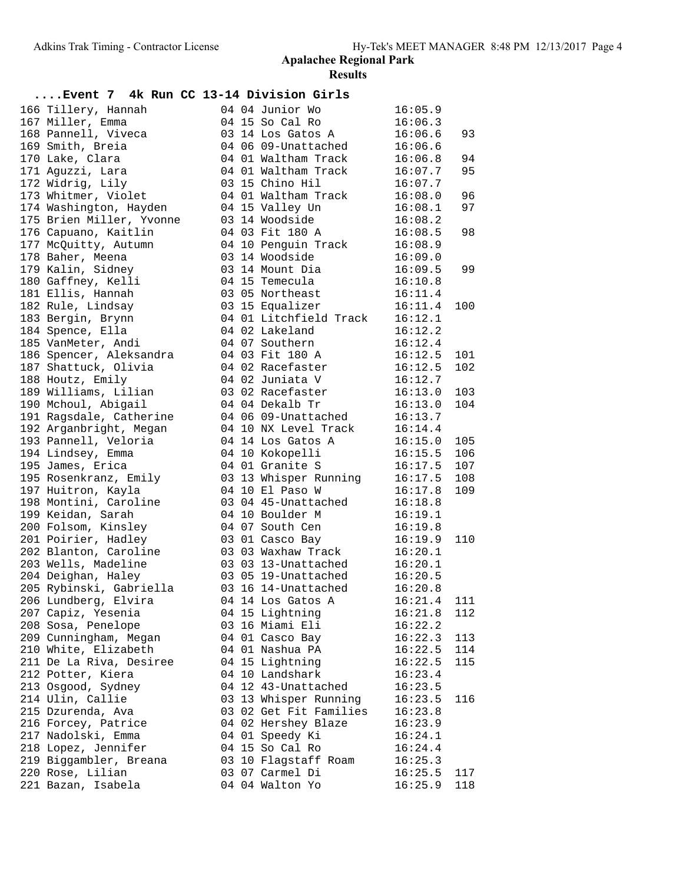# Apalachee Regional Park

## Results

### ....Event 7 4k Run CC 13-14 Division Girls

| Place | Name | Year | Age | Team | Time | Points |
|---|---|---|---|---|---|---|
| 166 | Tillery, Hannah | 04 | 04 | Junior Wo | 16:05.9 | |
| 167 | Miller, Emma | 04 | 15 | So Cal Ro | 16:06.3 | |
| 168 | Pannell, Viveca | 03 | 14 | Los Gatos A | 16:06.6 | 93 |
| 169 | Smith, Breia | 04 | 06 | 09-Unattached | 16:06.6 | |
| 170 | Lake, Clara | 04 | 01 | Waltham Track | 16:06.8 | 94 |
| 171 | Aguzzi, Lara | 04 | 01 | Waltham Track | 16:07.7 | 95 |
| 172 | Widrig, Lily | 03 | 15 | Chino Hil | 16:07.7 | |
| 173 | Whitmer, Violet | 04 | 01 | Waltham Track | 16:08.0 | 96 |
| 174 | Washington, Hayden | 04 | 15 | Valley Un | 16:08.1 | 97 |
| 175 | Brien Miller, Yvonne | 03 | 14 | Woodside | 16:08.2 | |
| 176 | Capuano, Kaitlin | 04 | 03 | Fit 180 A | 16:08.5 | 98 |
| 177 | McQuitty, Autumn | 04 | 10 | Penguin Track | 16:08.9 | |
| 178 | Baher, Meena | 03 | 14 | Woodside | 16:09.0 | |
| 179 | Kalin, Sidney | 03 | 14 | Mount Dia | 16:09.5 | 99 |
| 180 | Gaffney, Kelli | 04 | 15 | Temecula | 16:10.8 | |
| 181 | Ellis, Hannah | 03 | 05 | Northeast | 16:11.4 | |
| 182 | Rule, Lindsay | 03 | 15 | Equalizer | 16:11.4 | 100 |
| 183 | Bergin, Brynn | 04 | 01 | Litchfield Track | 16:12.1 | |
| 184 | Spence, Ella | 04 | 02 | Lakeland | 16:12.2 | |
| 185 | VanMeter, Andi | 04 | 07 | Southern | 16:12.4 | |
| 186 | Spencer, Aleksandra | 04 | 03 | Fit 180 A | 16:12.5 | 101 |
| 187 | Shattuck, Olivia | 04 | 02 | Racefaster | 16:12.5 | 102 |
| 188 | Houtz, Emily | 04 | 02 | Juniata V | 16:12.7 | |
| 189 | Williams, Lilian | 03 | 02 | Racefaster | 16:13.0 | 103 |
| 190 | Mchoul, Abigail | 04 | 04 | Dekalb Tr | 16:13.0 | 104 |
| 191 | Ragsdale, Catherine | 04 | 06 | 09-Unattached | 16:13.7 | |
| 192 | Arganbright, Megan | 04 | 10 | NX Level Track | 16:14.4 | |
| 193 | Pannell, Veloria | 04 | 14 | Los Gatos A | 16:15.0 | 105 |
| 194 | Lindsey, Emma | 04 | 10 | Kokopelli | 16:15.5 | 106 |
| 195 | James, Erica | 04 | 01 | Granite S | 16:17.5 | 107 |
| 195 | Rosenkranz, Emily | 03 | 13 | Whisper Running | 16:17.5 | 108 |
| 197 | Huitron, Kayla | 04 | 10 | El Paso W | 16:17.8 | 109 |
| 198 | Montini, Caroline | 03 | 04 | 45-Unattached | 16:18.8 | |
| 199 | Keidan, Sarah | 04 | 10 | Boulder M | 16:19.1 | |
| 200 | Folsom, Kinsley | 04 | 07 | South Cen | 16:19.8 | |
| 201 | Poirier, Hadley | 03 | 01 | Casco Bay | 16:19.9 | 110 |
| 202 | Blanton, Caroline | 03 | 03 | Waxhaw Track | 16:20.1 | |
| 203 | Wells, Madeline | 03 | 03 | 13-Unattached | 16:20.1 | |
| 204 | Deighan, Haley | 03 | 05 | 19-Unattached | 16:20.5 | |
| 205 | Rybinski, Gabriella | 03 | 16 | 14-Unattached | 16:20.8 | |
| 206 | Lundberg, Elvira | 04 | 14 | Los Gatos A | 16:21.4 | 111 |
| 207 | Capiz, Yesenia | 04 | 15 | Lightning | 16:21.8 | 112 |
| 208 | Sosa, Penelope | 03 | 16 | Miami Eli | 16:22.2 | |
| 209 | Cunningham, Megan | 04 | 01 | Casco Bay | 16:22.3 | 113 |
| 210 | White, Elizabeth | 04 | 01 | Nashua PA | 16:22.5 | 114 |
| 211 | De La Riva, Desiree | 04 | 15 | Lightning | 16:22.5 | 115 |
| 212 | Potter, Kiera | 04 | 10 | Landshark | 16:23.4 | |
| 213 | Osgood, Sydney | 04 | 12 | 43-Unattached | 16:23.5 | |
| 214 | Ulin, Callie | 03 | 13 | Whisper Running | 16:23.5 | 116 |
| 215 | Dzurenda, Ava | 03 | 02 | Get Fit Families | 16:23.8 | |
| 216 | Forcey, Patrice | 04 | 02 | Hershey Blaze | 16:23.9 | |
| 217 | Nadolski, Emma | 04 | 01 | Speedy Ki | 16:24.1 | |
| 218 | Lopez, Jennifer | 04 | 15 | So Cal Ro | 16:24.4 | |
| 219 | Biggambler, Breana | 03 | 10 | Flagstaff Roam | 16:25.3 | |
| 220 | Rose, Lilian | 03 | 07 | Carmel Di | 16:25.5 | 117 |
| 221 | Bazan, Isabela | 04 | 04 | Walton Yo | 16:25.9 | 118 |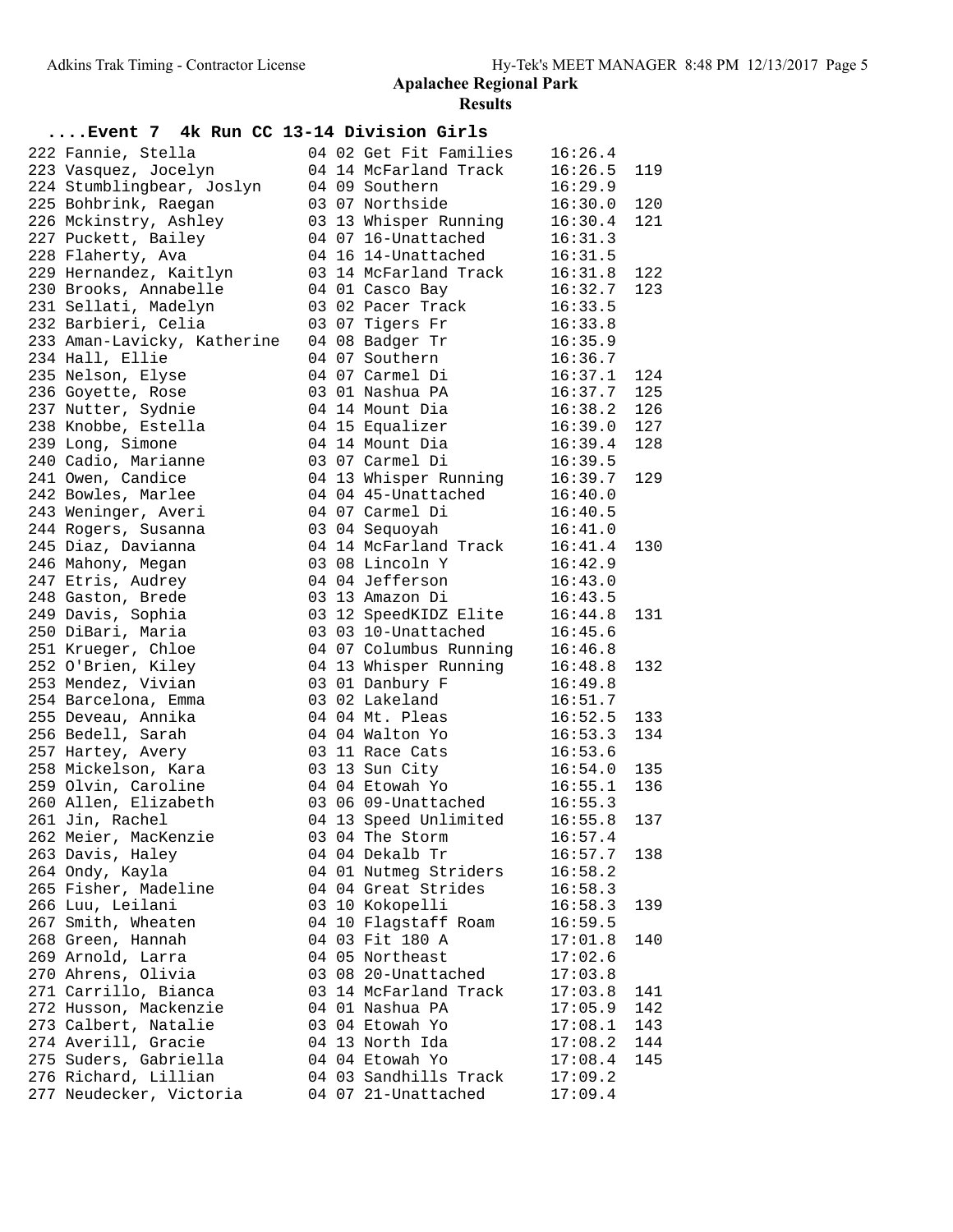# Apalachee Regional Park

## Results

### ....Event 7 4k Run CC 13-14 Division Girls

| Place | Name | Year | Age | Team | Time | Points |
|---|---|---|---|---|---|---|
| 222 | Fannie, Stella | 04 | 02 | Get Fit Families | 16:26.4 | |
| 223 | Vasquez, Jocelyn | 04 | 14 | McFarland Track | 16:26.5 | 119 |
| 224 | Stumblingbear, Joslyn | 04 | 09 | Southern | 16:29.9 | |
| 225 | Bohbrink, Raegan | 03 | 07 | Northside | 16:30.0 | 120 |
| 226 | Mckinstry, Ashley | 03 | 13 | Whisper Running | 16:30.4 | 121 |
| 227 | Puckett, Bailey | 04 | 07 | 16-Unattached | 16:31.3 | |
| 228 | Flaherty, Ava | 04 | 16 | 14-Unattached | 16:31.5 | |
| 229 | Hernandez, Kaitlyn | 03 | 14 | McFarland Track | 16:31.8 | 122 |
| 230 | Brooks, Annabelle | 04 | 01 | Casco Bay | 16:32.7 | 123 |
| 231 | Sellati, Madelyn | 03 | 02 | Pacer Track | 16:33.5 | |
| 232 | Barbieri, Celia | 03 | 07 | Tigers Fr | 16:33.8 | |
| 233 | Aman-Lavicky, Katherine | 04 | 08 | Badger Tr | 16:35.9 | |
| 234 | Hall, Ellie | 04 | 07 | Southern | 16:36.7 | |
| 235 | Nelson, Elyse | 04 | 07 | Carmel Di | 16:37.1 | 124 |
| 236 | Goyette, Rose | 03 | 01 | Nashua PA | 16:37.7 | 125 |
| 237 | Nutter, Sydnie | 04 | 14 | Mount Dia | 16:38.2 | 126 |
| 238 | Knobbe, Estella | 04 | 15 | Equalizer | 16:39.0 | 127 |
| 239 | Long, Simone | 04 | 14 | Mount Dia | 16:39.4 | 128 |
| 240 | Cadio, Marianne | 03 | 07 | Carmel Di | 16:39.5 | |
| 241 | Owen, Candice | 04 | 13 | Whisper Running | 16:39.7 | 129 |
| 242 | Bowles, Marlee | 04 | 04 | 45-Unattached | 16:40.0 | |
| 243 | Weninger, Averi | 04 | 07 | Carmel Di | 16:40.5 | |
| 244 | Rogers, Susanna | 03 | 04 | Sequoyah | 16:41.0 | |
| 245 | Diaz, Davianna | 04 | 14 | McFarland Track | 16:41.4 | 130 |
| 246 | Mahony, Megan | 03 | 08 | Lincoln Y | 16:42.9 | |
| 247 | Etris, Audrey | 04 | 04 | Jefferson | 16:43.0 | |
| 248 | Gaston, Brede | 03 | 13 | Amazon Di | 16:43.5 | |
| 249 | Davis, Sophia | 03 | 12 | SpeedKIDZ Elite | 16:44.8 | 131 |
| 250 | DiBari, Maria | 03 | 03 | 10-Unattached | 16:45.6 | |
| 251 | Krueger, Chloe | 04 | 07 | Columbus Running | 16:46.8 | |
| 252 | O'Brien, Kiley | 04 | 13 | Whisper Running | 16:48.8 | 132 |
| 253 | Mendez, Vivian | 03 | 01 | Danbury F | 16:49.8 | |
| 254 | Barcelona, Emma | 03 | 02 | Lakeland | 16:51.7 | |
| 255 | Deveau, Annika | 04 | 04 | Mt. Pleas | 16:52.5 | 133 |
| 256 | Bedell, Sarah | 04 | 04 | Walton Yo | 16:53.3 | 134 |
| 257 | Hartey, Avery | 03 | 11 | Race Cats | 16:53.6 | |
| 258 | Mickelson, Kara | 03 | 13 | Sun City | 16:54.0 | 135 |
| 259 | Olvin, Caroline | 04 | 04 | Etowah Yo | 16:55.1 | 136 |
| 260 | Allen, Elizabeth | 03 | 06 | 09-Unattached | 16:55.3 | |
| 261 | Jin, Rachel | 04 | 13 | Speed Unlimited | 16:55.8 | 137 |
| 262 | Meier, MacKenzie | 03 | 04 | The Storm | 16:57.4 | |
| 263 | Davis, Haley | 04 | 04 | Dekalb Tr | 16:57.7 | 138 |
| 264 | Ondy, Kayla | 04 | 01 | Nutmeg Striders | 16:58.2 | |
| 265 | Fisher, Madeline | 04 | 04 | Great Strides | 16:58.3 | |
| 266 | Luu, Leilani | 03 | 10 | Kokopelli | 16:58.3 | 139 |
| 267 | Smith, Wheaten | 04 | 10 | Flagstaff Roam | 16:59.5 | |
| 268 | Green, Hannah | 04 | 03 | Fit 180 A | 17:01.8 | 140 |
| 269 | Arnold, Larra | 04 | 05 | Northeast | 17:02.6 | |
| 270 | Ahrens, Olivia | 03 | 08 | 20-Unattached | 17:03.8 | |
| 271 | Carrillo, Bianca | 03 | 14 | McFarland Track | 17:03.8 | 141 |
| 272 | Husson, Mackenzie | 04 | 01 | Nashua PA | 17:05.9 | 142 |
| 273 | Calbert, Natalie | 03 | 04 | Etowah Yo | 17:08.1 | 143 |
| 274 | Averill, Gracie | 04 | 13 | North Ida | 17:08.2 | 144 |
| 275 | Suders, Gabriella | 04 | 04 | Etowah Yo | 17:08.4 | 145 |
| 276 | Richard, Lillian | 04 | 03 | Sandhills Track | 17:09.2 | |
| 277 | Neudecker, Victoria | 04 | 07 | 21-Unattached | 17:09.4 | |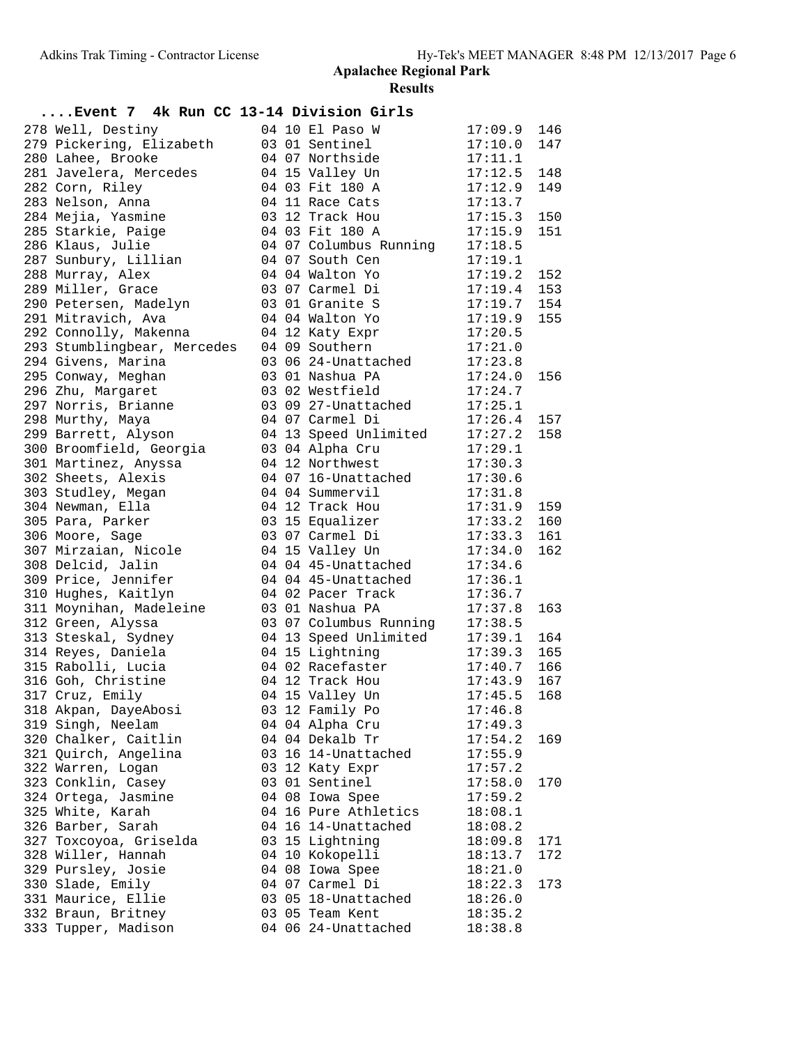## Apalachee Regional Park

### Results

#### ....Event 7 4k Run CC 13-14 Division Girls

| Place | Name | Yr | # | Team | Time | Points |
|---|---|---|---|---|---|---|
| 278 | Well, Destiny | 04 | 10 | El Paso W | 17:09.9 | 146 |
| 279 | Pickering, Elizabeth | 03 | 01 | Sentinel | 17:10.0 | 147 |
| 280 | Lahee, Brooke | 04 | 07 | Northside | 17:11.1 | |
| 281 | Javelera, Mercedes | 04 | 15 | Valley Un | 17:12.5 | 148 |
| 282 | Corn, Riley | 04 | 03 | Fit 180 A | 17:12.9 | 149 |
| 283 | Nelson, Anna | 04 | 11 | Race Cats | 17:13.7 | |
| 284 | Mejia, Yasmine | 03 | 12 | Track Hou | 17:15.3 | 150 |
| 285 | Starkie, Paige | 04 | 03 | Fit 180 A | 17:15.9 | 151 |
| 286 | Klaus, Julie | 04 | 07 | Columbus Running | 17:18.5 | |
| 287 | Sunbury, Lillian | 04 | 07 | South Cen | 17:19.1 | |
| 288 | Murray, Alex | 04 | 04 | Walton Yo | 17:19.2 | 152 |
| 289 | Miller, Grace | 03 | 07 | Carmel Di | 17:19.4 | 153 |
| 290 | Petersen, Madelyn | 03 | 01 | Granite S | 17:19.7 | 154 |
| 291 | Mitravich, Ava | 04 | 04 | Walton Yo | 17:19.9 | 155 |
| 292 | Connolly, Makenna | 04 | 12 | Katy Expr | 17:20.5 | |
| 293 | Stumblingbear, Mercedes | 04 | 09 | Southern | 17:21.0 | |
| 294 | Givens, Marina | 03 | 06 | 24-Unattached | 17:23.8 | |
| 295 | Conway, Meghan | 03 | 01 | Nashua PA | 17:24.0 | 156 |
| 296 | Zhu, Margaret | 03 | 02 | Westfield | 17:24.7 | |
| 297 | Norris, Brianne | 03 | 09 | 27-Unattached | 17:25.1 | |
| 298 | Murthy, Maya | 04 | 07 | Carmel Di | 17:26.4 | 157 |
| 299 | Barrett, Alyson | 04 | 13 | Speed Unlimited | 17:27.2 | 158 |
| 300 | Broomfield, Georgia | 03 | 04 | Alpha Cru | 17:29.1 | |
| 301 | Martinez, Anyssa | 04 | 12 | Northwest | 17:30.3 | |
| 302 | Sheets, Alexis | 04 | 07 | 16-Unattached | 17:30.6 | |
| 303 | Studley, Megan | 04 | 04 | Summervil | 17:31.8 | |
| 304 | Newman, Ella | 04 | 12 | Track Hou | 17:31.9 | 159 |
| 305 | Para, Parker | 03 | 15 | Equalizer | 17:33.2 | 160 |
| 306 | Moore, Sage | 03 | 07 | Carmel Di | 17:33.3 | 161 |
| 307 | Mirzaian, Nicole | 04 | 15 | Valley Un | 17:34.0 | 162 |
| 308 | Delcid, Jalin | 04 | 04 | 45-Unattached | 17:34.6 | |
| 309 | Price, Jennifer | 04 | 04 | 45-Unattached | 17:36.1 | |
| 310 | Hughes, Kaitlyn | 04 | 02 | Pacer Track | 17:36.7 | |
| 311 | Moynihan, Madeleine | 03 | 01 | Nashua PA | 17:37.8 | 163 |
| 312 | Green, Alyssa | 03 | 07 | Columbus Running | 17:38.5 | |
| 313 | Steskal, Sydney | 04 | 13 | Speed Unlimited | 17:39.1 | 164 |
| 314 | Reyes, Daniela | 04 | 15 | Lightning | 17:39.3 | 165 |
| 315 | Rabolli, Lucia | 04 | 02 | Racefaster | 17:40.7 | 166 |
| 316 | Goh, Christine | 04 | 12 | Track Hou | 17:43.9 | 167 |
| 317 | Cruz, Emily | 04 | 15 | Valley Un | 17:45.5 | 168 |
| 318 | Akpan, DayeAbosi | 03 | 12 | Family Po | 17:46.8 | |
| 319 | Singh, Neelam | 04 | 04 | Alpha Cru | 17:49.3 | |
| 320 | Chalker, Caitlin | 04 | 04 | Dekalb Tr | 17:54.2 | 169 |
| 321 | Quirch, Angelina | 03 | 16 | 14-Unattached | 17:55.9 | |
| 322 | Warren, Logan | 03 | 12 | Katy Expr | 17:57.2 | |
| 323 | Conklin, Casey | 03 | 01 | Sentinel | 17:58.0 | 170 |
| 324 | Ortega, Jasmine | 04 | 08 | Iowa Spee | 17:59.2 | |
| 325 | White, Karah | 04 | 16 | Pure Athletics | 18:08.1 | |
| 326 | Barber, Sarah | 04 | 16 | 14-Unattached | 18:08.2 | |
| 327 | Toxcoyoa, Griselda | 03 | 15 | Lightning | 18:09.8 | 171 |
| 328 | Willer, Hannah | 04 | 10 | Kokopelli | 18:13.7 | 172 |
| 329 | Pursley, Josie | 04 | 08 | Iowa Spee | 18:21.0 | |
| 330 | Slade, Emily | 04 | 07 | Carmel Di | 18:22.3 | 173 |
| 331 | Maurice, Ellie | 03 | 05 | 18-Unattached | 18:26.0 | |
| 332 | Braun, Britney | 03 | 05 | Team Kent | 18:35.2 | |
| 333 | Tupper, Madison | 04 | 06 | 24-Unattached | 18:38.8 | |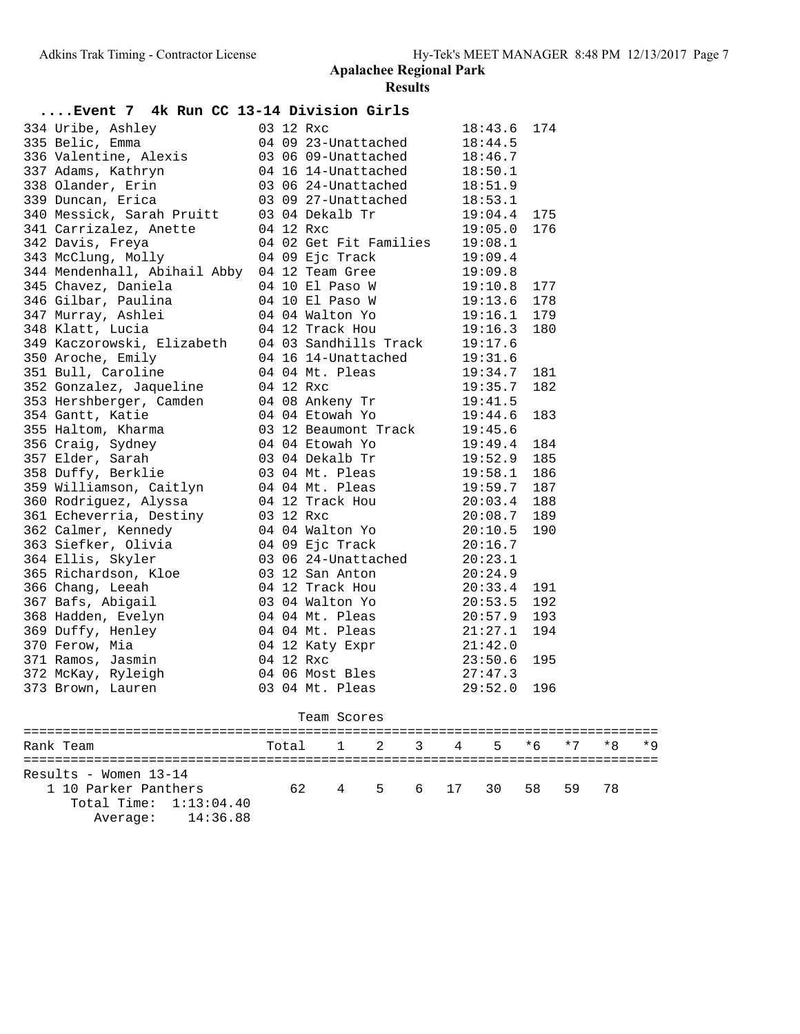## Apalachee Regional Park

### Results

#### ....Event 7 4k Run CC 13-14 Division Girls

| Place | Name | Age | Grade | Team | Time | Points |
|---|---|---|---|---|---|---|
| 334 | Uribe, Ashley | 03 | 12 | Rxc | 18:43.6 | 174 |
| 335 | Belic, Emma | 04 | 09 | 23-Unattached | 18:44.5 | |
| 336 | Valentine, Alexis | 03 | 06 | 09-Unattached | 18:46.7 | |
| 337 | Adams, Kathryn | 04 | 16 | 14-Unattached | 18:50.1 | |
| 338 | Olander, Erin | 03 | 06 | 24-Unattached | 18:51.9 | |
| 339 | Duncan, Erica | 03 | 09 | 27-Unattached | 18:53.1 | |
| 340 | Messick, Sarah Pruitt | 03 | 04 | Dekalb Tr | 19:04.4 | 175 |
| 341 | Carrizalez, Anette | 04 | 12 | Rxc | 19:05.0 | 176 |
| 342 | Davis, Freya | 04 | 02 | Get Fit Families | 19:08.1 | |
| 343 | McClung, Molly | 04 | 09 | Ejc Track | 19:09.4 | |
| 344 | Mendenhall, Abihail Abby | 04 | 12 | Team Gree | 19:09.8 | |
| 345 | Chavez, Daniela | 04 | 10 | El Paso W | 19:10.8 | 177 |
| 346 | Gilbar, Paulina | 04 | 10 | El Paso W | 19:13.6 | 178 |
| 347 | Murray, Ashlei | 04 | 04 | Walton Yo | 19:16.1 | 179 |
| 348 | Klatt, Lucia | 04 | 12 | Track Hou | 19:16.3 | 180 |
| 349 | Kaczorowski, Elizabeth | 04 | 03 | Sandhills Track | 19:17.6 | |
| 350 | Aroche, Emily | 04 | 16 | 14-Unattached | 19:31.6 | |
| 351 | Bull, Caroline | 04 | 04 | Mt. Pleas | 19:34.7 | 181 |
| 352 | Gonzalez, Jaqueline | 04 | 12 | Rxc | 19:35.7 | 182 |
| 353 | Hershberger, Camden | 04 | 08 | Ankeny Tr | 19:41.5 | |
| 354 | Gantt, Katie | 04 | 04 | Etowah Yo | 19:44.6 | 183 |
| 355 | Haltom, Kharma | 03 | 12 | Beaumont Track | 19:45.6 | |
| 356 | Craig, Sydney | 04 | 04 | Etowah Yo | 19:49.4 | 184 |
| 357 | Elder, Sarah | 03 | 04 | Dekalb Tr | 19:52.9 | 185 |
| 358 | Duffy, Berklie | 03 | 04 | Mt. Pleas | 19:58.1 | 186 |
| 359 | Williamson, Caitlyn | 04 | 04 | Mt. Pleas | 19:59.7 | 187 |
| 360 | Rodriguez, Alyssa | 04 | 12 | Track Hou | 20:03.4 | 188 |
| 361 | Echeverria, Destiny | 03 | 12 | Rxc | 20:08.7 | 189 |
| 362 | Calmer, Kennedy | 04 | 04 | Walton Yo | 20:10.5 | 190 |
| 363 | Siefker, Olivia | 04 | 09 | Ejc Track | 20:16.7 | |
| 364 | Ellis, Skyler | 03 | 06 | 24-Unattached | 20:23.1 | |
| 365 | Richardson, Kloe | 03 | 12 | San Anton | 20:24.9 | |
| 366 | Chang, Leeah | 04 | 12 | Track Hou | 20:33.4 | 191 |
| 367 | Bafs, Abigail | 03 | 04 | Walton Yo | 20:53.5 | 192 |
| 368 | Hadden, Evelyn | 04 | 04 | Mt. Pleas | 20:57.9 | 193 |
| 369 | Duffy, Henley | 04 | 04 | Mt. Pleas | 21:27.1 | 194 |
| 370 | Ferow, Mia | 04 | 12 | Katy Expr | 21:42.0 | |
| 371 | Ramos, Jasmin | 04 | 12 | Rxc | 23:50.6 | 195 |
| 372 | McKay, Ryleigh | 04 | 06 | Most Bles | 27:47.3 | |
| 373 | Brown, Lauren | 03 | 04 | Mt. Pleas | 29:52.0 | 196 |

#### Team Scores

| Rank | Team | Total | 1 | 2 | 3 | 4 | 5 | *6 | *7 | *8 | *9 |
|---|---|---|---|---|---|---|---|---|---|---|---|
| **Results - Women 13-14** | | | | | | | | | | | |
| 1 | 10 Parker Panthers | 62 | 4 | 5 | 6 | 17 | 30 | 58 | 59 | 78 | |
| | Total Time: 1:13:04.40 | | | | | | | | | | |
| | Average: 14:36.88 | | | | | | | | | | |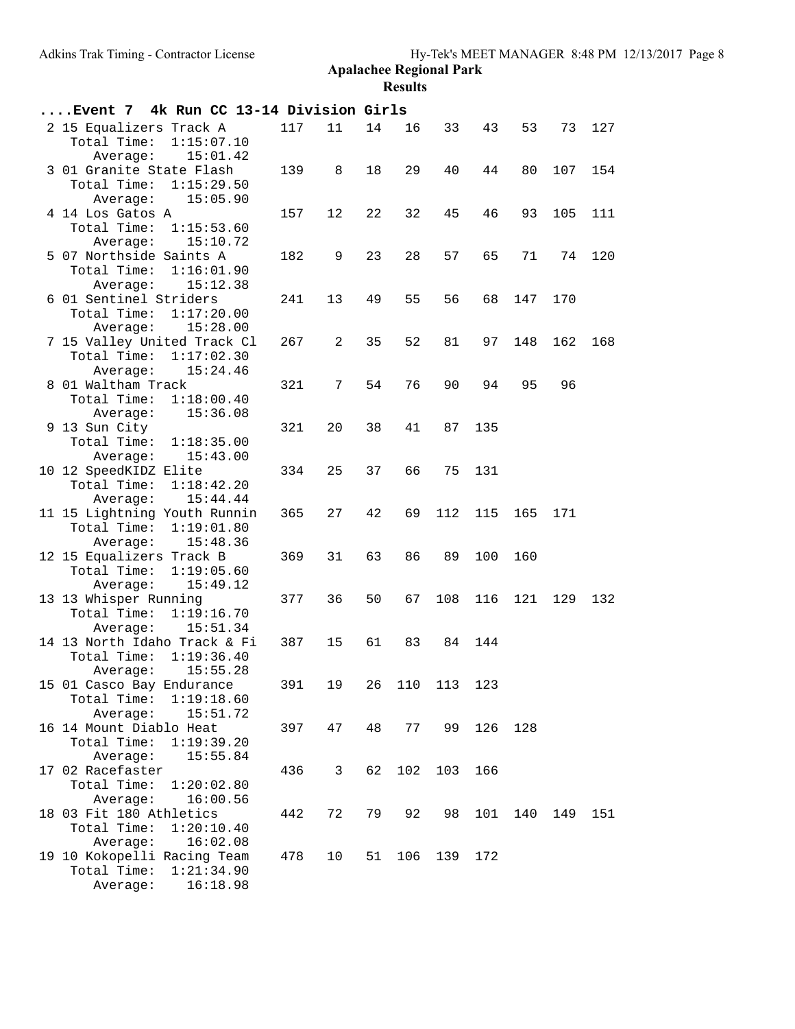## Apalachee Regional Park

### Results

**....Event 7 4k Run CC 13-14 Division Girls**

```
 2 15 Equalizers Track A      117   11   14   16   33   43   53   73  127
    Total Time:  1:15:07.10
       Average:    15:01.42
 3 01 Granite State Flash     139    8   18   29   40   44   80  107  154
    Total Time:  1:15:29.50
       Average:    15:05.90
 4 14 Los Gatos A             157   12   22   32   45   46   93  105  111
    Total Time:  1:15:53.60
       Average:    15:10.72
 5 07 Northside Saints A      182    9   23   28   57   65   71   74  120
    Total Time:  1:16:01.90
       Average:    15:12.38
 6 01 Sentinel Striders       241   13   49   55   56   68  147  170
    Total Time:  1:17:20.00
       Average:    15:28.00
 7 15 Valley United Track Cl  267    2   35   52   81   97  148  162  168
    Total Time:  1:17:02.30
       Average:    15:24.46
 8 01 Waltham Track           321    7   54   76   90   94   95   96
    Total Time:  1:18:00.40
       Average:    15:36.08
 9 13 Sun City                321   20   38   41   87  135
    Total Time:  1:18:35.00
       Average:    15:43.00
10 12 SpeedKIDZ Elite         334   25   37   66   75  131
    Total Time:  1:18:42.20
       Average:    15:44.44
11 15 Lightning Youth Runnin  365   27   42   69  112  115  165  171
    Total Time:  1:19:01.80
       Average:    15:48.36
12 15 Equalizers Track B      369   31   63   86   89  100  160
    Total Time:  1:19:05.60
       Average:    15:49.12
13 13 Whisper Running         377   36   50   67  108  116  121  129  132
    Total Time:  1:19:16.70
       Average:    15:51.34
14 13 North Idaho Track & Fi  387   15   61   83   84  144
    Total Time:  1:19:36.40
       Average:    15:55.28
15 01 Casco Bay Endurance     391   19   26  110  113  123
    Total Time:  1:19:18.60
       Average:    15:51.72
16 14 Mount Diablo Heat       397   47   48   77   99  126  128
    Total Time:  1:19:39.20
       Average:    15:55.84
17 02 Racefaster              436    3   62  102  103  166
    Total Time:  1:20:02.80
       Average:    16:00.56
18 03 Fit 180 Athletics       442   72   79   92   98  101  140  149  151
    Total Time:  1:20:10.40
       Average:    16:02.08
19 10 Kokopelli Racing Team   478   10   51  106  139  172
    Total Time:  1:21:34.90
       Average:    16:18.98
```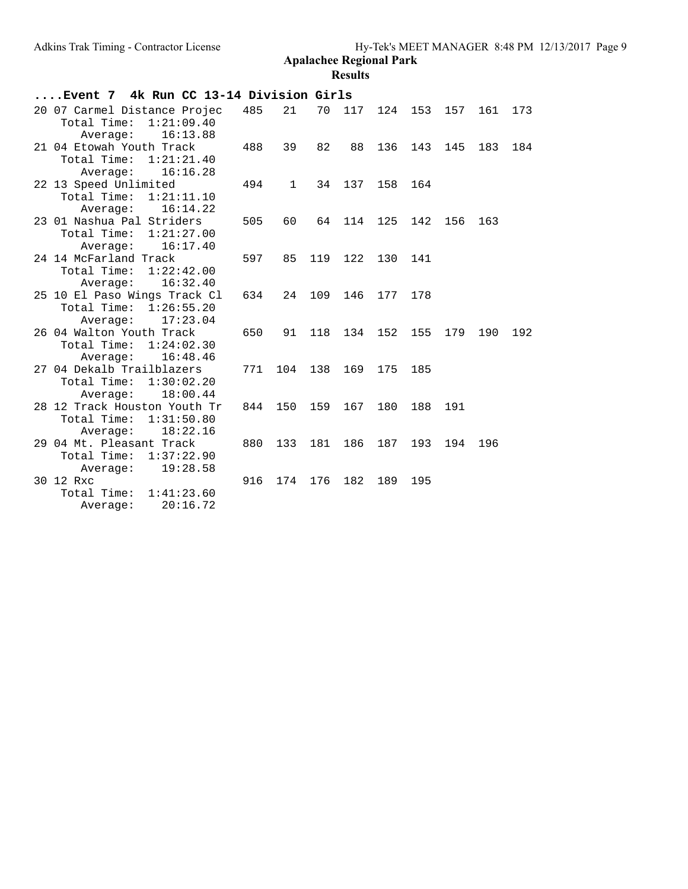## Apalachee Regional Park

### Results

**....Event 7 4k Run CC 13-14 Division Girls**

| | | | | | | | | | | |
|---|---|---|---|---|---|---|---|---|---|---|
| 20 07 Carmel Distance Projec | 485 | 21 | 70 | 117 | 124 | 153 | 157 | 161 | 173 | |
| Total Time: 1:21:09.40 | | | | | | | | | | |
| Average: 16:13.88 | | | | | | | | | | |
| 21 04 Etowah Youth Track | 488 | 39 | 82 | 88 | 136 | 143 | 145 | 183 | 184 | |
| Total Time: 1:21:21.40 | | | | | | | | | | |
| Average: 16:16.28 | | | | | | | | | | |
| 22 13 Speed Unlimited | 494 | 1 | 34 | 137 | 158 | 164 | | | | |
| Total Time: 1:21:11.10 | | | | | | | | | | |
| Average: 16:14.22 | | | | | | | | | | |
| 23 01 Nashua Pal Striders | 505 | 60 | 64 | 114 | 125 | 142 | 156 | 163 | | |
| Total Time: 1:21:27.00 | | | | | | | | | | |
| Average: 16:17.40 | | | | | | | | | | |
| 24 14 McFarland Track | 597 | 85 | 119 | 122 | 130 | 141 | | | | |
| Total Time: 1:22:42.00 | | | | | | | | | | |
| Average: 16:32.40 | | | | | | | | | | |
| 25 10 El Paso Wings Track Cl | 634 | 24 | 109 | 146 | 177 | 178 | | | | |
| Total Time: 1:26:55.20 | | | | | | | | | | |
| Average: 17:23.04 | | | | | | | | | | |
| 26 04 Walton Youth Track | 650 | 91 | 118 | 134 | 152 | 155 | 179 | 190 | 192 | |
| Total Time: 1:24:02.30 | | | | | | | | | | |
| Average: 16:48.46 | | | | | | | | | | |
| 27 04 Dekalb Trailblazers | 771 | 104 | 138 | 169 | 175 | 185 | | | | |
| Total Time: 1:30:02.20 | | | | | | | | | | |
| Average: 18:00.44 | | | | | | | | | | |
| 28 12 Track Houston Youth Tr | 844 | 150 | 159 | 167 | 180 | 188 | 191 | | | |
| Total Time: 1:31:50.80 | | | | | | | | | | |
| Average: 18:22.16 | | | | | | | | | | |
| 29 04 Mt. Pleasant Track | 880 | 133 | 181 | 186 | 187 | 193 | 194 | 196 | | |
| Total Time: 1:37:22.90 | | | | | | | | | | |
| Average: 19:28.58 | | | | | | | | | | |
| 30 12 Rxc | 916 | 174 | 176 | 182 | 189 | 195 | | | | |
| Total Time: 1:41:23.60 | | | | | | | | | | |
| Average: 20:16.72 | | | | | | | | | | |